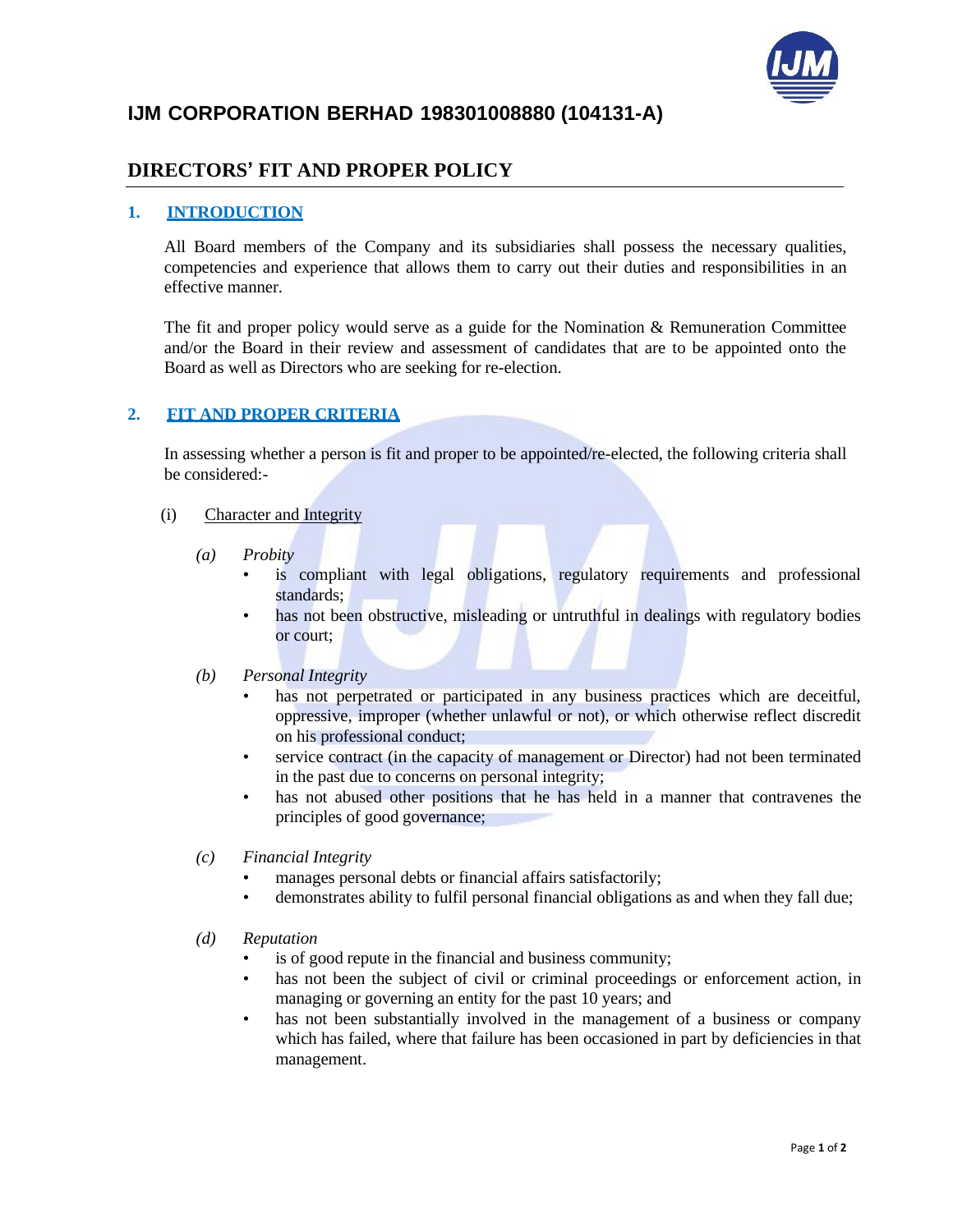# IJM CORPORATION BERHAD 198301008880 (104131-A)

## DIRECTORS' FIT AND PROPER POLICY

### 1. INTRODUCTION

All Board members of the Company and its subsidiaries shall possess the necessary qualities, competencies and experience that allows them to carry out their duties and responsibilities in an effective manner.

The fit and proper policy would serve as a guide for the Nomination & Remuneration Committee and/or the Board in their review and assessment of candidates that are to be appointed onto the Board as well as Directors who are seeking for re-election.

### 2. FIT AND PROPER CRITERIA

In assessing whether a person is fit and proper to be appointed/re-elected, the following criteria shall be considered:-

(i) Character and Integrity

*(a) Probity*

- is compliant with legal obligations, regulatory requirements and professional standards;
- has not been obstructive, misleading or untruthful in dealings with regulatory bodies or court;

*(b) Personal Integrity*

- has not perpetrated or participated in any business practices which are deceitful, oppressive, improper (whether unlawful or not), or which otherwise reflect discredit on his professional conduct;
- service contract (in the capacity of management or Director) had not been terminated in the past due to concerns on personal integrity;
- has not abused other positions that he has held in a manner that contravenes the principles of good governance;

*(c) Financial Integrity*

- manages personal debts or financial affairs satisfactorily;
- demonstrates ability to fulfil personal financial obligations as and when they fall due;

*(d) Reputation*

- is of good repute in the financial and business community;
- has not been the subject of civil or criminal proceedings or enforcement action, in managing or governing an entity for the past 10 years; and
- has not been substantially involved in the management of a business or company which has failed, where that failure has been occasioned in part by deficiencies in that management.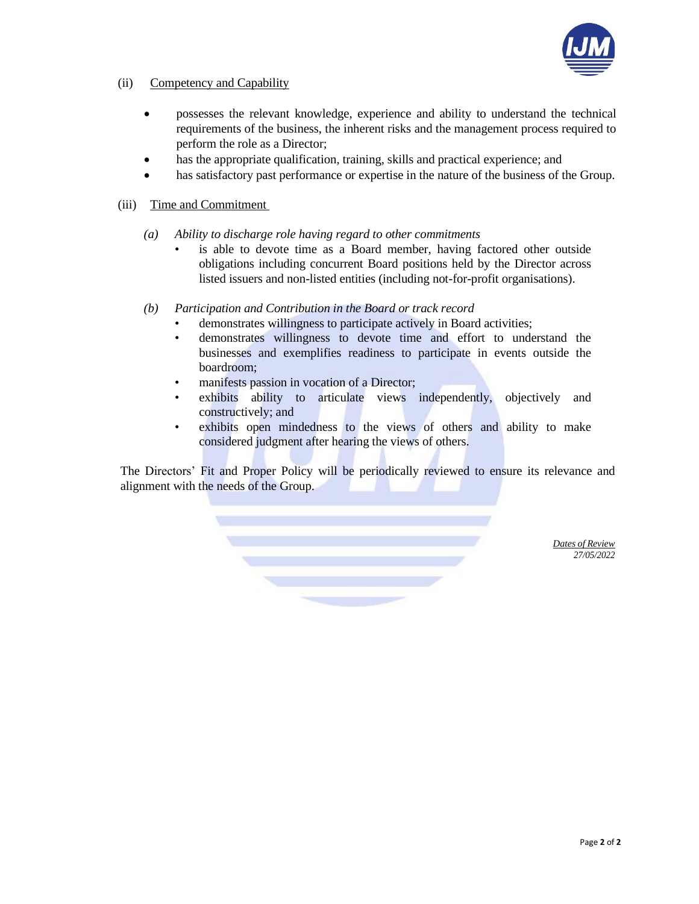(ii) <u>Competency and Capability</u>

- possesses the relevant knowledge, experience and ability to understand the technical requirements of the business, the inherent risks and the management process required to perform the role as a Director;
- has the appropriate qualification, training, skills and practical experience; and
- has satisfactory past performance or expertise in the nature of the business of the Group.

(iii) <u>Time and Commitment</u>

*(a) Ability to discharge role having regard to other commitments*

- is able to devote time as a Board member, having factored other outside obligations including concurrent Board positions held by the Director across listed issuers and non-listed entities (including not-for-profit organisations).

*(b) Participation and Contribution in the Board or track record*

- demonstrates willingness to participate actively in Board activities;
- demonstrates willingness to devote time and effort to understand the businesses and exemplifies readiness to participate in events outside the boardroom;
- manifests passion in vocation of a Director;
- exhibits ability to articulate views independently, objectively and constructively; and
- exhibits open mindedness to the views of others and ability to make considered judgment after hearing the views of others.

The Directors' Fit and Proper Policy will be periodically reviewed to ensure its relevance and alignment with the needs of the Group.

*<u>Dates of Review</u>*
*27/05/2022*